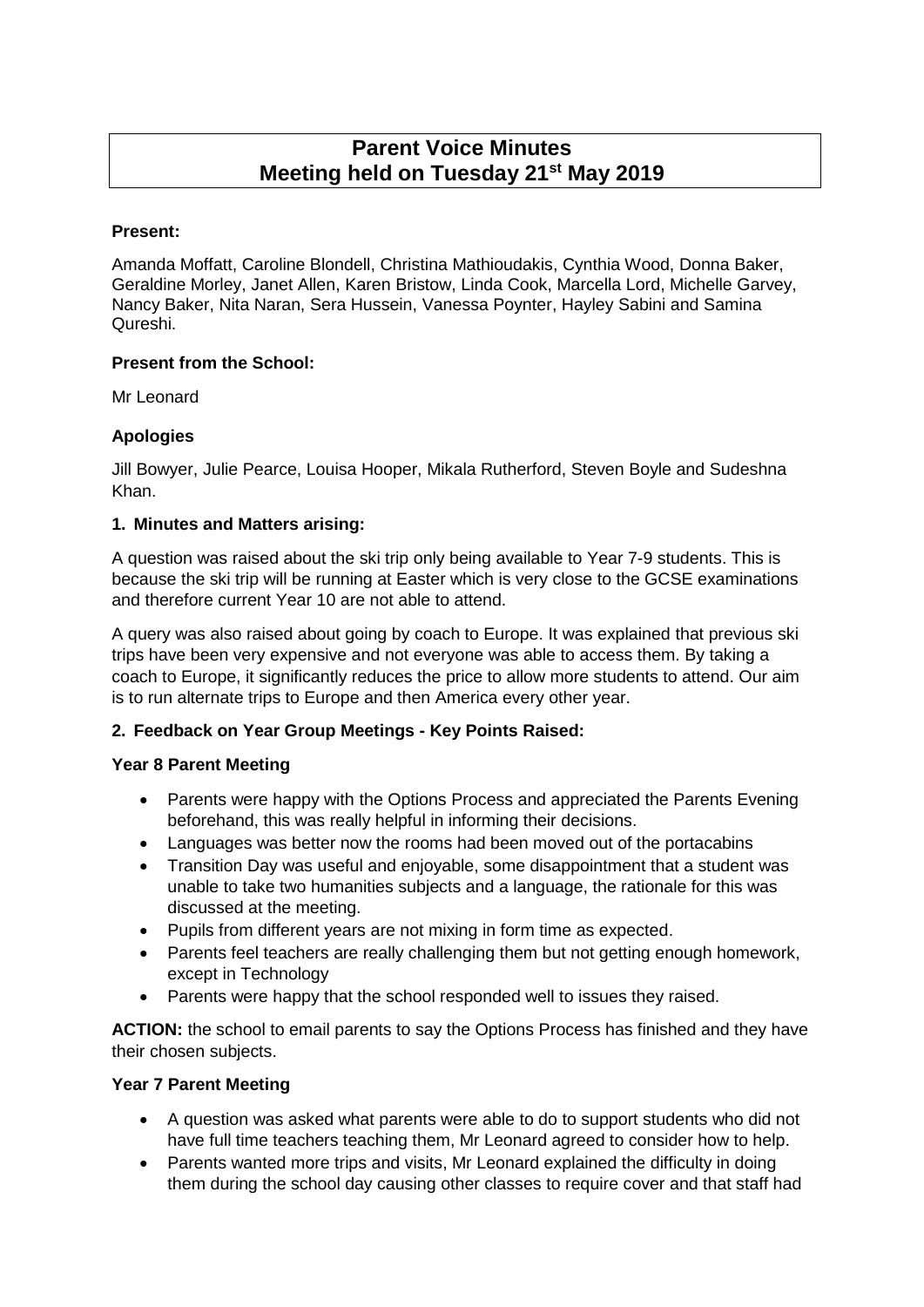# Parent Voice Minutes
# Meeting held on Tuesday 21st May 2019

**Present:**

Amanda Moffatt, Caroline Blondell, Christina Mathioudakis, Cynthia Wood, Donna Baker, Geraldine Morley, Janet Allen, Karen Bristow, Linda Cook, Marcella Lord, Michelle Garvey, Nancy Baker, Nita Naran, Sera Hussein, Vanessa Poynter, Hayley Sabini and Samina Qureshi.

**Present from the School:**

Mr Leonard

**Apologies**

Jill Bowyer, Julie Pearce, Louisa Hooper, Mikala Rutherford, Steven Boyle and Sudeshna Khan.

**1. Minutes and Matters arising:**

A question was raised about the ski trip only being available to Year 7-9 students. This is because the ski trip will be running at Easter which is very close to the GCSE examinations and therefore current Year 10 are not able to attend.

A query was also raised about going by coach to Europe. It was explained that previous ski trips have been very expensive and not everyone was able to access them. By taking a coach to Europe, it significantly reduces the price to allow more students to attend. Our aim is to run alternate trips to Europe and then America every other year.

**2. Feedback on Year Group Meetings - Key Points Raised:**

**Year 8 Parent Meeting**

- Parents were happy with the Options Process and appreciated the Parents Evening beforehand, this was really helpful in informing their decisions.
- Languages was better now the rooms had been moved out of the portacabins
- Transition Day was useful and enjoyable, some disappointment that a student was unable to take two humanities subjects and a language, the rationale for this was discussed at the meeting.
- Pupils from different years are not mixing in form time as expected.
- Parents feel teachers are really challenging them but not getting enough homework, except in Technology
- Parents were happy that the school responded well to issues they raised.

**ACTION:** the school to email parents to say the Options Process has finished and they have their chosen subjects.

**Year 7 Parent Meeting**

- A question was asked what parents were able to do to support students who did not have full time teachers teaching them, Mr Leonard agreed to consider how to help.
- Parents wanted more trips and visits, Mr Leonard explained the difficulty in doing them during the school day causing other classes to require cover and that staff had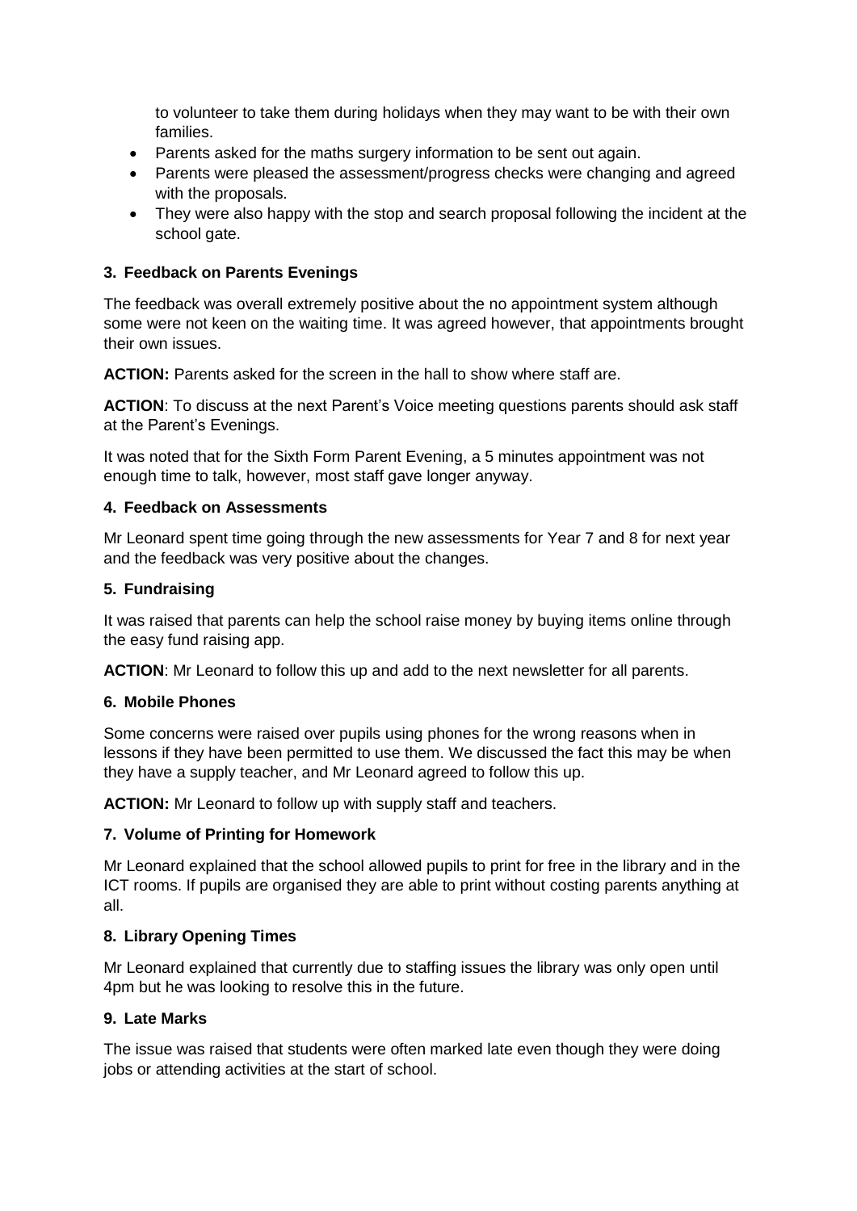to volunteer to take them during holidays when they may want to be with their own families.

- Parents asked for the maths surgery information to be sent out again.
- Parents were pleased the assessment/progress checks were changing and agreed with the proposals.
- They were also happy with the stop and search proposal following the incident at the school gate.

### 3. Feedback on Parents Evenings

The feedback was overall extremely positive about the no appointment system although some were not keen on the waiting time. It was agreed however, that appointments brought their own issues.

**ACTION:** Parents asked for the screen in the hall to show where staff are.

**ACTION**: To discuss at the next Parent's Voice meeting questions parents should ask staff at the Parent's Evenings.

It was noted that for the Sixth Form Parent Evening, a 5 minutes appointment was not enough time to talk, however, most staff gave longer anyway.

### 4. Feedback on Assessments

Mr Leonard spent time going through the new assessments for Year 7 and 8 for next year and the feedback was very positive about the changes.

### 5. Fundraising

It was raised that parents can help the school raise money by buying items online through the easy fund raising app.

**ACTION**: Mr Leonard to follow this up and add to the next newsletter for all parents.

### 6. Mobile Phones

Some concerns were raised over pupils using phones for the wrong reasons when in lessons if they have been permitted to use them. We discussed the fact this may be when they have a supply teacher, and Mr Leonard agreed to follow this up.

**ACTION:** Mr Leonard to follow up with supply staff and teachers.

### 7. Volume of Printing for Homework

Mr Leonard explained that the school allowed pupils to print for free in the library and in the ICT rooms. If pupils are organised they are able to print without costing parents anything at all.

### 8. Library Opening Times

Mr Leonard explained that currently due to staffing issues the library was only open until 4pm but he was looking to resolve this in the future.

### 9. Late Marks

The issue was raised that students were often marked late even though they were doing jobs or attending activities at the start of school.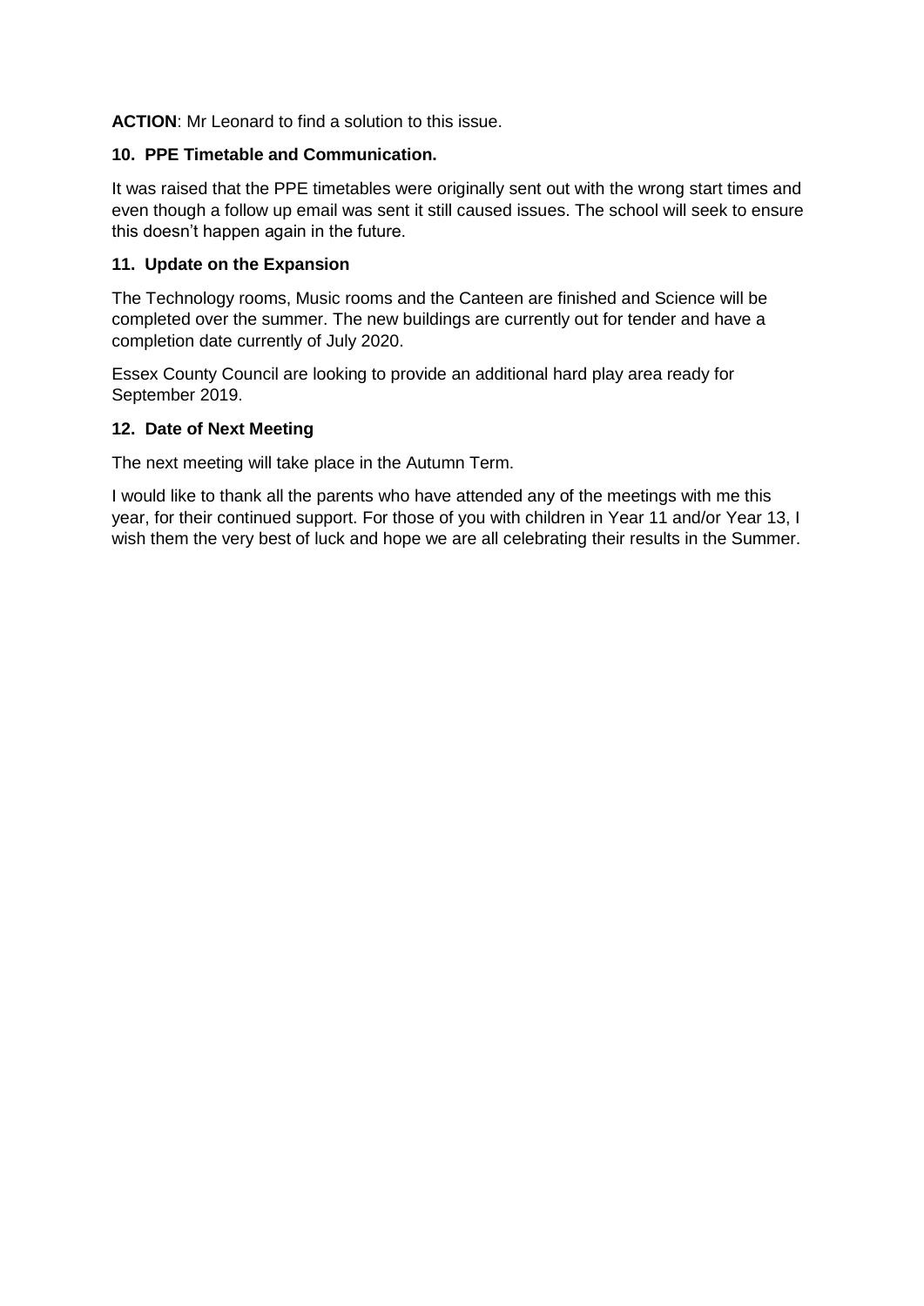**ACTION**: Mr Leonard to find a solution to this issue.

### 10. PPE Timetable and Communication.

It was raised that the PPE timetables were originally sent out with the wrong start times and even though a follow up email was sent it still caused issues. The school will seek to ensure this doesn't happen again in the future.

### 11. Update on the Expansion

The Technology rooms, Music rooms and the Canteen are finished and Science will be completed over the summer. The new buildings are currently out for tender and have a completion date currently of July 2020.

Essex County Council are looking to provide an additional hard play area ready for September 2019.

### 12. Date of Next Meeting

The next meeting will take place in the Autumn Term.

I would like to thank all the parents who have attended any of the meetings with me this year, for their continued support. For those of you with children in Year 11 and/or Year 13, I wish them the very best of luck and hope we are all celebrating their results in the Summer.